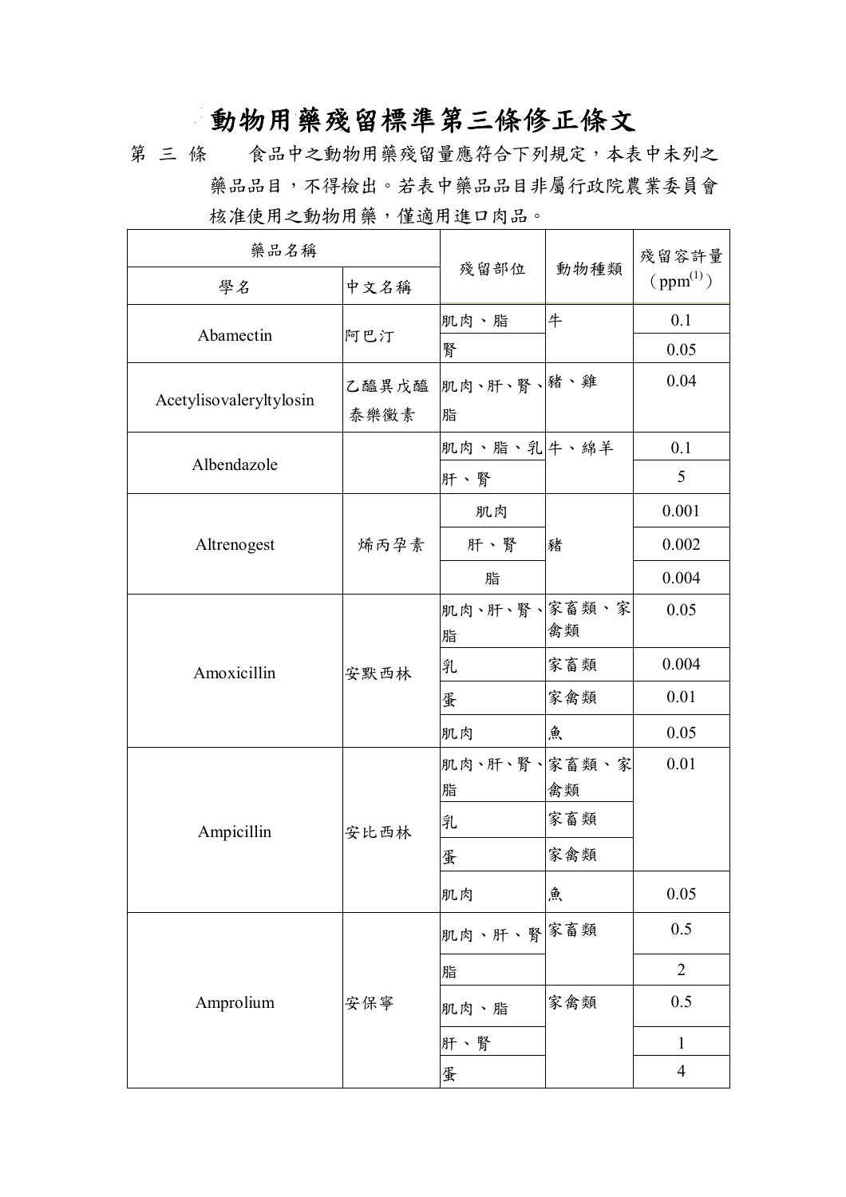# 動物用藥殘留標準第三條修正條文

第 三 條　　食品中之動物用藥殘留量應符合下列規定，本表中未列之藥品品目，不得檢出。若表中藥品品目非屬行政院農業委員會核准使用之動物用藥，僅適用進口肉品。

| 藥品名稱 | | 殘留部位 | 動物種類 | 殘留容許量（ppm[1]） |
|---|---|---|---|---|
| 學名 | 中文名稱 | | | |
| Abamectin | 阿巴汀 | 肌肉、脂 | 牛 | 0.1 |
| | | 腎 | | 0.05 |
| Acetylisovaleryltylosin | 乙醯異戊醯泰樂黴素 | 肌肉、肝、腎、脂 | 豬、雞 | 0.04 |
| Albendazole | | 肌肉、脂、乳 | 牛、綿羊 | 0.1 |
| | | 肝、腎 | | 5 |
| Altrenogest | 烯丙孕素 | 肌肉 | 豬 | 0.001 |
| | | 肝、腎 | | 0.002 |
| | | 脂 | | 0.004 |
| Amoxicillin | 安默西林 | 肌肉、肝、腎、脂 | 家畜類、家禽類 | 0.05 |
| | | 乳 | 家畜類 | 0.004 |
| | | 蛋 | 家禽類 | 0.01 |
| | | 肌肉 | 魚 | 0.05 |
| Ampicillin | 安比西林 | 肌肉、肝、腎、脂 | 家畜類、家禽類 | 0.01 |
| | | 乳 | 家畜類 | |
| | | 蛋 | 家禽類 | |
| | | 肌肉 | 魚 | 0.05 |
| Amprolium | 安保寧 | 肌肉、肝、腎 | 家畜類 | 0.5 |
| | | 脂 | | 2 |
| | | 肌肉、脂 | 家禽類 | 0.5 |
| | | 肝、腎 | | 1 |
| | | 蛋 | | 4 |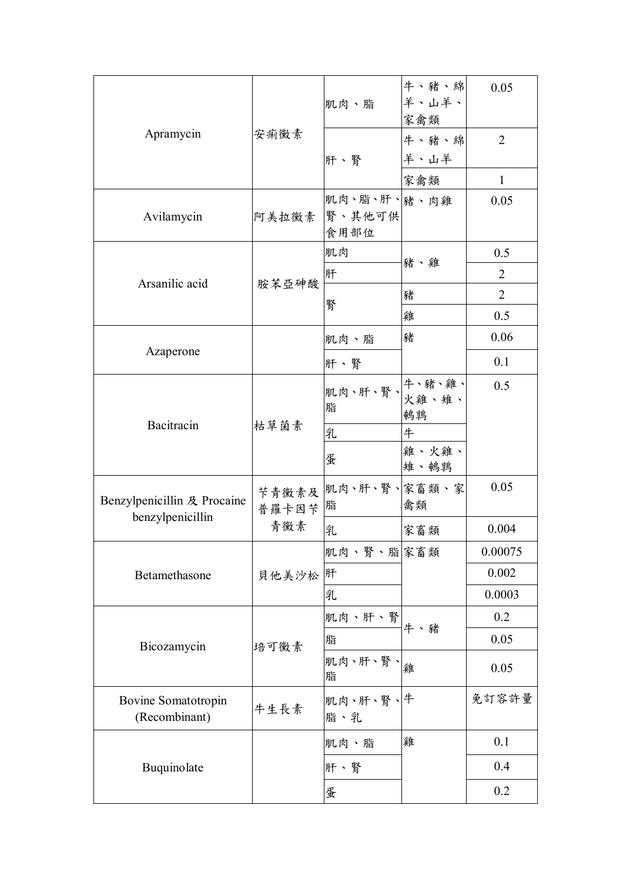| Apramycin | 安痢黴素 | 肌肉、脂 | 牛、豬、綿羊、山羊、家禽類 | 0.05 |
|---|---|---|---|---|
| | | 肝、腎 | 牛、豬、綿羊、山羊 | 2 |
| | | | 家禽類 | 1 |
| Avilamycin | 阿美拉黴素 | 肌肉、脂、肝、腎、其他可供食用部位 | 豬、肉雞 | 0.05 |
| Arsanilic acid | 胺苯亞砷酸 | 肌肉 | 豬、雞 | 0.5 |
| | | 肝 | | 2 |
| | | 腎 | 豬 | 2 |
| | | | 雞 | 0.5 |
| Azaperone | | 肌肉、脂 | 豬 | 0.06 |
| | | 肝、腎 | | 0.1 |
| Bacitracin | 枯草菌素 | 肌肉、肝、腎、脂 | 牛、豬、雞、火雞、雉、鵪鶉 | 0.5 |
| | | 乳 | 牛 | |
| | | 蛋 | 雞、火雞、雉、鵪鶉 | |
| Benzylpenicillin 及 Procaine benzylpenicillin | 苄青黴素及普羅卡因苄青黴素 | 肌肉、肝、腎、脂 | 家畜類、家禽類 | 0.05 |
| | | 乳 | 家畜類 | 0.004 |
| Betamethasone | 貝他美沙松 | 肌肉、腎、脂 | 家畜類 | 0.00075 |
| | | 肝 | | 0.002 |
| | | 乳 | | 0.0003 |
| Bicozamycin | 培可黴素 | 肌肉、肝、腎 | 牛、豬 | 0.2 |
| | | 脂 | | 0.05 |
| | | 肌肉、肝、腎、脂 | 雞 | 0.05 |
| Bovine Somatotropin (Recombinant) | 牛生長素 | 肌肉、肝、腎、脂、乳 | 牛 | 免訂容許量 |
| Buquinolate | | 肌肉、脂 | 雞 | 0.1 |
| | | 肝、腎 | | 0.4 |
| | | 蛋 | | 0.2 |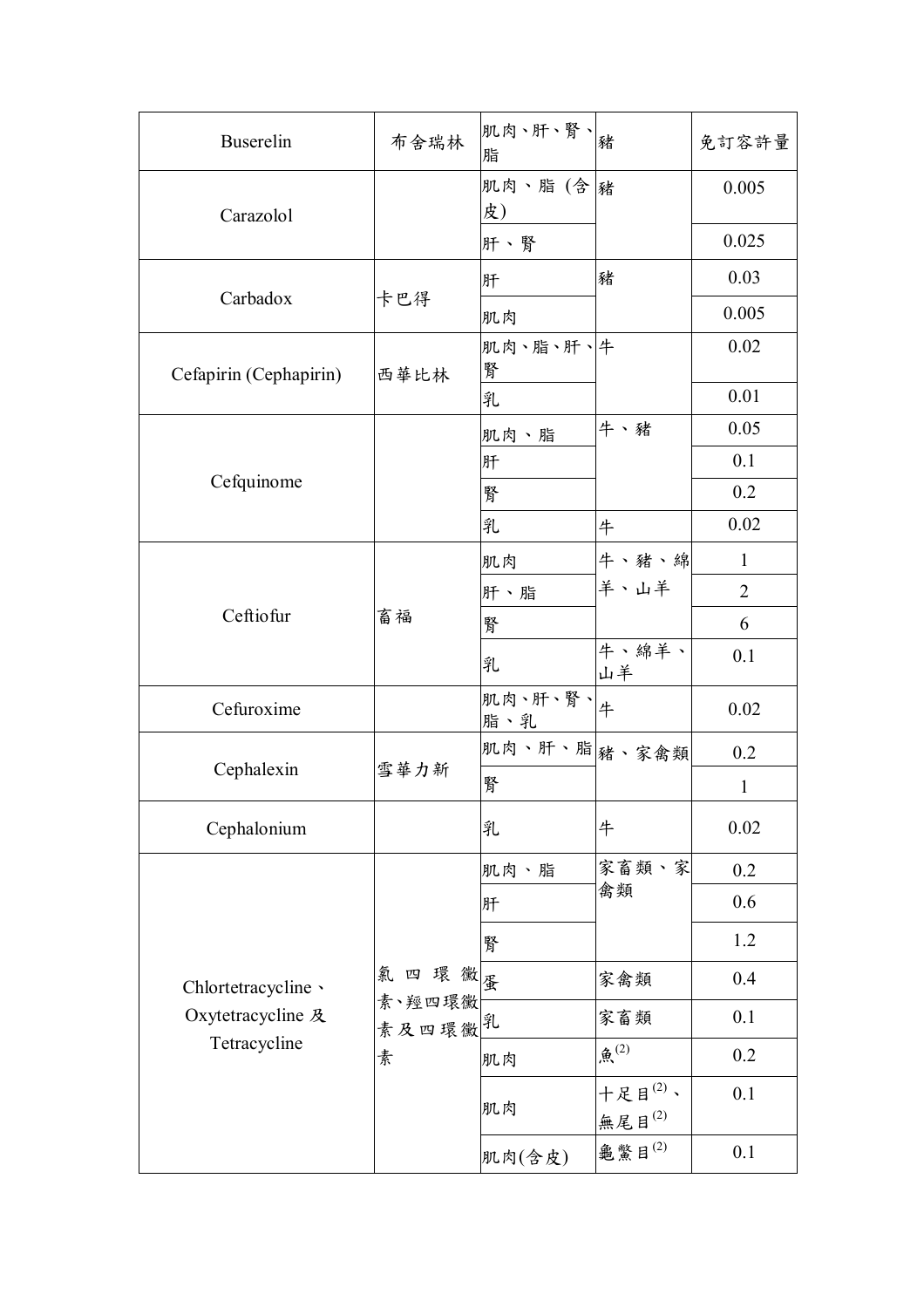| Buserelin | 布舍瑞林 | 肌肉、肝、腎、脂 | 豬 | 免訂容許量 |
|---|---|---|---|---|
| Carazolol | | 肌肉、脂 (含皮) | 豬 | 0.005 |
| | | 肝、腎 | | 0.025 |
| Carbadox | 卡巴得 | 肝 | 豬 | 0.03 |
| | | 肌肉 | | 0.005 |
| Cefapirin (Cephapirin) | 西華比林 | 肌肉、脂、肝、腎 | 牛 | 0.02 |
| | | 乳 | | 0.01 |
| Cefquinome | | 肌肉、脂 | 牛、豬 | 0.05 |
| | | 肝 | | 0.1 |
| | | 腎 | | 0.2 |
| | | 乳 | 牛 | 0.02 |
| Ceftiofur | 畜福 | 肌肉 | 牛、豬、綿羊、山羊 | 1 |
| | | 肝、脂 | | 2 |
| | | 腎 | | 6 |
| | | 乳 | 牛、綿羊、山羊 | 0.1 |
| Cefuroxime | | 肌肉、肝、腎、脂、乳 | 牛 | 0.02 |
| Cephalexin | 雪華力新 | 肌肉、肝、脂 | 豬、家禽類 | 0.2 |
| | | 腎 | | 1 |
| Cephalonium | | 乳 | 牛 | 0.02 |
| Chlortetracycline、Oxytetracycline 及 Tetracycline | 氯四環黴素、羥四環黴素及四環黴素 | 肌肉、脂 | 家畜類、家禽類 | 0.2 |
| | | 肝 | | 0.6 |
| | | 腎 | | 1.2 |
| | | 蛋 | 家禽類 | 0.4 |
| | | 乳 | 家畜類 | 0.1 |
| | | 肌肉 | 魚(2) | 0.2 |
| | | 肌肉 | 十足目(2)、無尾目(2) | 0.1 |
| | | 肌肉(含皮) | 龜鱉目(2) | 0.1 |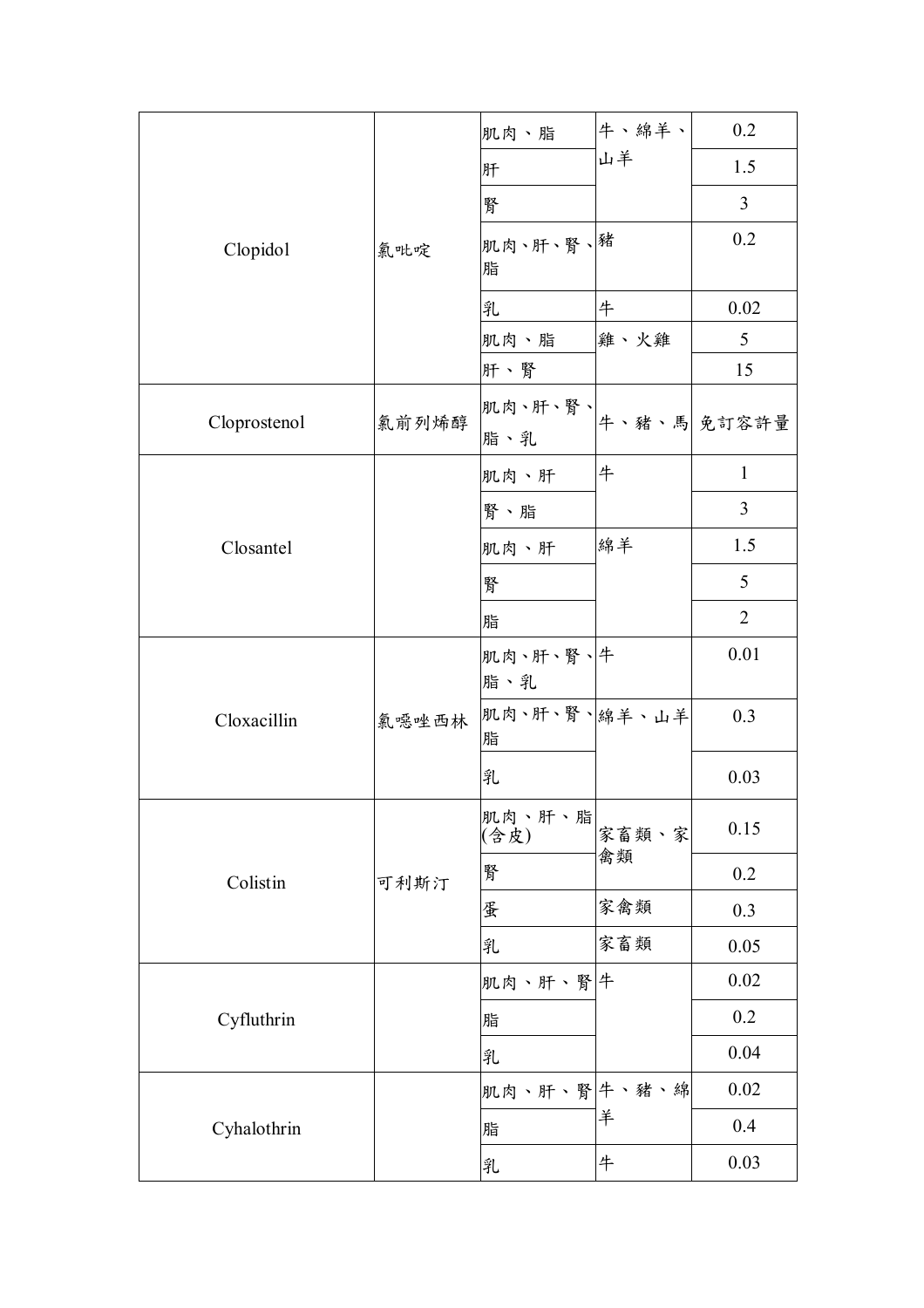| | | | | |
|---|---|---|---|---|
| Clopidol | 氯吡啶 | 肌肉、脂 | 牛、綿羊、山羊 | 0.2 |
| | | 肝 | | 1.5 |
| | | 腎 | | 3 |
| | | 肌肉、肝、腎、脂 | 豬 | 0.2 |
| | | 乳 | 牛 | 0.02 |
| | | 肌肉、脂 | 雞、火雞 | 5 |
| | | 肝、腎 | | 15 |
| Cloprostenol | 氯前列烯醇 | 肌肉、肝、腎、脂、乳 | 牛、豬、馬 | 免訂容許量 |
| Closantel | | 肌肉、肝 | 牛 | 1 |
| | | 腎、脂 | | 3 |
| | | 肌肉、肝 | 綿羊 | 1.5 |
| | | 腎 | | 5 |
| | | 脂 | | 2 |
| Cloxacillin | 氯噁唑西林 | 肌肉、肝、腎、脂、乳 | 牛 | 0.01 |
| | | 肌肉、肝、腎、脂 | 綿羊、山羊 | 0.3 |
| | | 乳 | | 0.03 |
| Colistin | 可利斯汀 | 肌肉、肝、脂(含皮) | 家畜類、家禽類 | 0.15 |
| | | 腎 | | 0.2 |
| | | 蛋 | 家禽類 | 0.3 |
| | | 乳 | 家畜類 | 0.05 |
| Cyfluthrin | | 肌肉、肝、腎 | 牛 | 0.02 |
| | | 脂 | | 0.2 |
| | | 乳 | | 0.04 |
| Cyhalothrin | | 肌肉、肝、腎 | 牛、豬、綿羊 | 0.02 |
| | | 脂 | | 0.4 |
| | | 乳 | 牛 | 0.03 |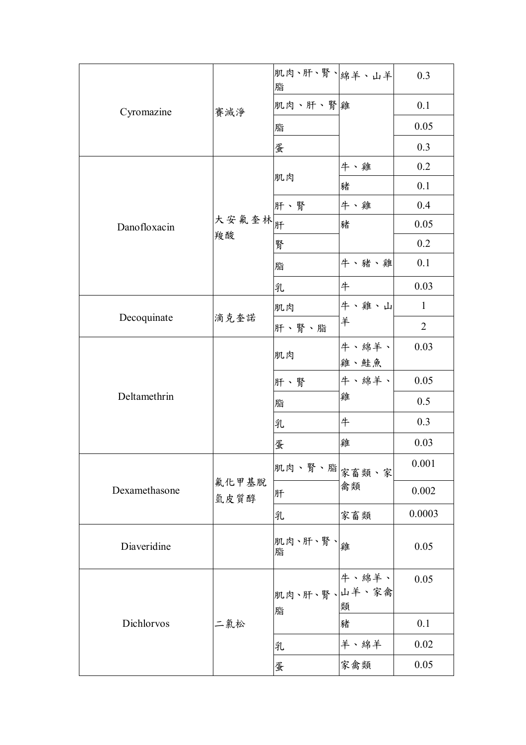| | | | | |
|---|---|---|---|---|
| Cyromazine | 賽滅淨 | 肌肉、肝、腎、脂 | 綿羊、山羊 | 0.3 |
| | | 肌肉、肝、腎 | 雞 | 0.1 |
| | | 脂 | | 0.05 |
| | | 蛋 | | 0.3 |
| Danofloxacin | 大安氟奎林羧酸 | 肌肉 | 牛、雞 | 0.2 |
| | | | 豬 | 0.1 |
| | | 肝、腎 | 牛、雞 | 0.4 |
| | | 肝 | 豬 | 0.05 |
| | | 腎 | | 0.2 |
| | | 脂 | 牛、豬、雞 | 0.1 |
| | | 乳 | 牛 | 0.03 |
| Decoquinate | 滴克奎諾 | 肌肉 | 牛、雞、山羊 | 1 |
| | | 肝、腎、脂 | | 2 |
| Deltamethrin | | 肌肉 | 牛、綿羊、雞、鮭魚 | 0.03 |
| | | 肝、腎 | 牛、綿羊、雞 | 0.05 |
| | | 脂 | | 0.5 |
| | | 乳 | 牛 | 0.3 |
| | | 蛋 | 雞 | 0.03 |
| Dexamethasone | 氟化甲基脫氫皮質醇 | 肌肉、腎、脂 | 家畜類、家禽類 | 0.001 |
| | | 肝 | | 0.002 |
| | | 乳 | 家畜類 | 0.0003 |
| Diaveridine | | 肌肉、肝、腎、脂 | 雞 | 0.05 |
| Dichlorvos | 二氯松 | 肌肉、肝、腎、脂 | 牛、綿羊、山羊、家禽類 | 0.05 |
| | | | 豬 | 0.1 |
| | | 乳 | 羊、綿羊 | 0.02 |
| | | 蛋 | 家禽類 | 0.05 |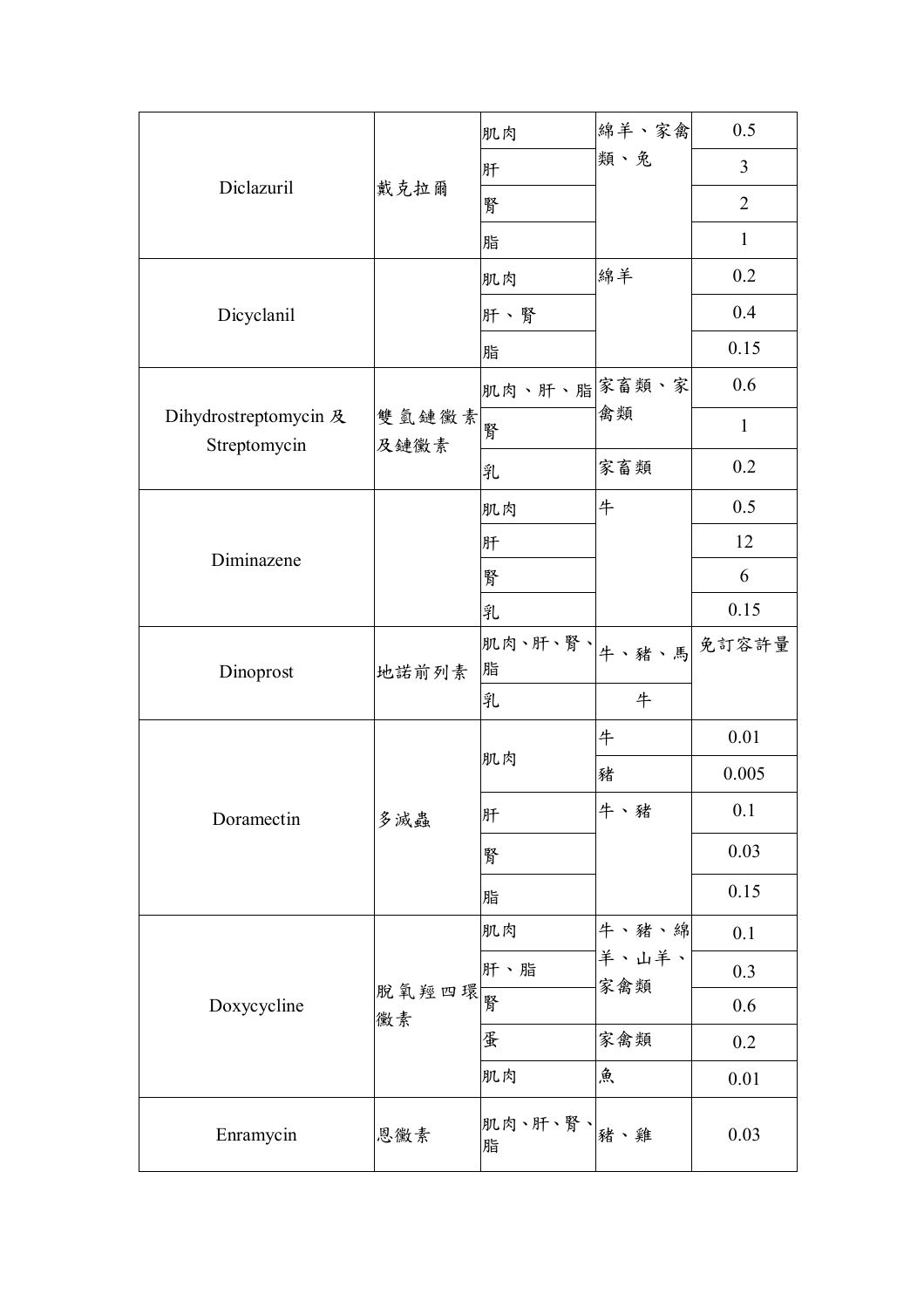| | | | | |
|---|---|---|---|---|
| Diclazuril | 戴克拉爾 | 肌肉 | 綿羊、家禽類、兔 | 0.5 |
| | | 肝 | | 3 |
| | | 腎 | | 2 |
| | | 脂 | | 1 |
| Dicyclanil | | 肌肉 | 綿羊 | 0.2 |
| | | 肝、腎 | | 0.4 |
| | | 脂 | | 0.15 |
| Dihydrostreptomycin 及 Streptomycin | 雙氫鏈黴素及鏈黴素 | 肌肉、肝、脂 | 家畜類、家禽類 | 0.6 |
| | | 腎 | | 1 |
| | | 乳 | 家畜類 | 0.2 |
| Diminazene | | 肌肉 | 牛 | 0.5 |
| | | 肝 | | 12 |
| | | 腎 | | 6 |
| | | 乳 | | 0.15 |
| Dinoprost | 地諾前列素 | 肌肉、肝、腎、脂 | 牛、豬、馬 | 免訂容許量 |
| | | 乳 | 牛 | |
| Doramectin | 多滅蟲 | 肌肉 | 牛 | 0.01 |
| | | | 豬 | 0.005 |
| | | 肝 | 牛、豬 | 0.1 |
| | | 腎 | | 0.03 |
| | | 脂 | | 0.15 |
| Doxycycline | 脫氧羥四環黴素 | 肌肉 | 牛、豬、綿羊、山羊、家禽類 | 0.1 |
| | | 肝、脂 | | 0.3 |
| | | 腎 | | 0.6 |
| | | 蛋 | 家禽類 | 0.2 |
| | | 肌肉 | 魚 | 0.01 |
| Enramycin | 恩黴素 | 肌肉、肝、腎、脂 | 豬、雞 | 0.03 |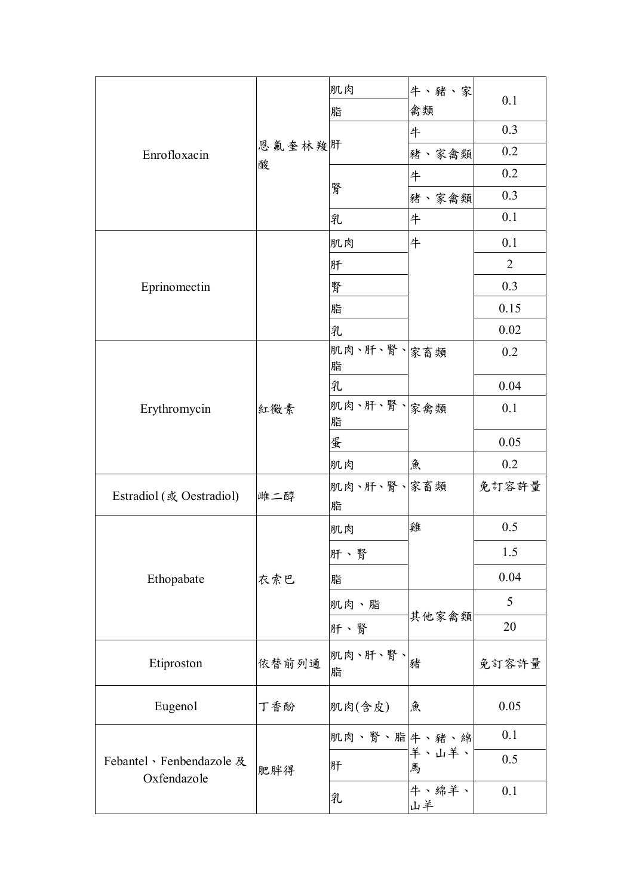| | | | | |
|---|---|---|---|---|
| Enrofloxacin | 恩氟奎林羧酸 | 肌肉 | 牛、豬、家禽類 | 0.1 |
| | | 脂 | | |
| | | 肝 | 牛 | 0.3 |
| | | | 豬、家禽類 | 0.2 |
| | | 腎 | 牛 | 0.2 |
| | | | 豬、家禽類 | 0.3 |
| | | 乳 | 牛 | 0.1 |
| Eprinomectin | | 肌肉 | 牛 | 0.1 |
| | | 肝 | | 2 |
| | | 腎 | | 0.3 |
| | | 脂 | | 0.15 |
| | | 乳 | | 0.02 |
| Erythromycin | 紅黴素 | 肌肉、肝、腎、脂 | 家畜類 | 0.2 |
| | | 乳 | | 0.04 |
| | | 肌肉、肝、腎、脂 | 家禽類 | 0.1 |
| | | 蛋 | | 0.05 |
| | | 肌肉 | 魚 | 0.2 |
| Estradiol (或 Oestradiol) | 雌二醇 | 肌肉、肝、腎、脂 | 家畜類 | 免訂容許量 |
| Ethopabate | 衣索巴 | 肌肉 | 雞 | 0.5 |
| | | 肝、腎 | | 1.5 |
| | | 脂 | | 0.04 |
| | | 肌肉、脂 | 其他家禽類 | 5 |
| | | 肝、腎 | | 20 |
| Etiproston | 依替前列通 | 肌肉、肝、腎、脂 | 豬 | 免訂容許量 |
| Eugenol | 丁香酚 | 肌肉(含皮) | 魚 | 0.05 |
| Febantel、Fenbendazole 及 Oxfendazole | 肥胖得 | 肌肉、腎、脂 | 牛、豬、綿羊、山羊、馬 | 0.1 |
| | | 肝 | | 0.5 |
| | | 乳 | 牛、綿羊、山羊 | 0.1 |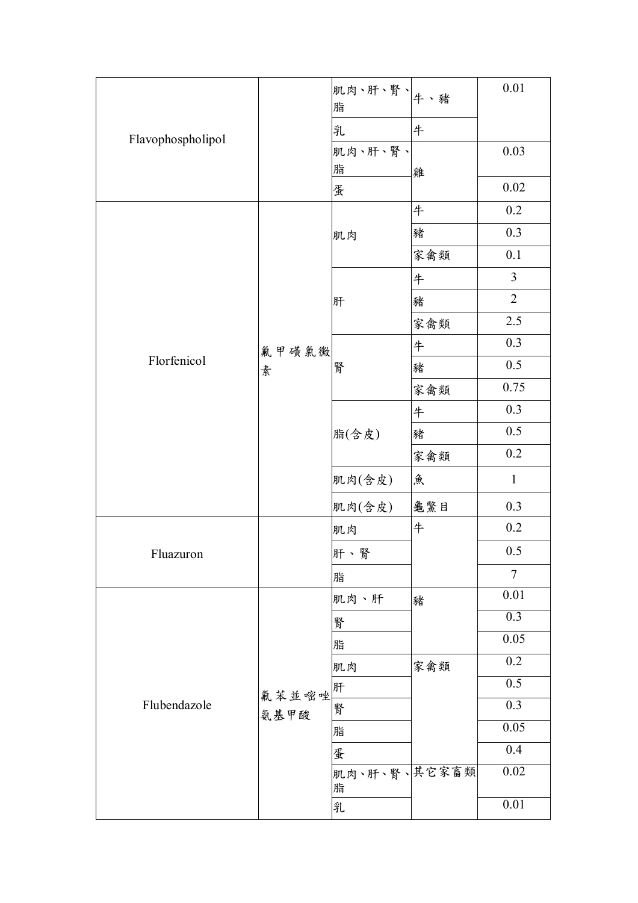| Flavophospholipol | | 肌肉、肝、腎、脂 | 牛、豬 | 0.01 |
|---|---|---|---|---|
| | | 乳 | 牛 | |
| | | 肌肉、肝、腎、脂 | 雞 | 0.03 |
| | | 蛋 | | 0.02 |
| Florfenicol | 氟甲磺氯黴素 | 肌肉 | 牛 | 0.2 |
| | | | 豬 | 0.3 |
| | | | 家禽類 | 0.1 |
| | | 肝 | 牛 | 3 |
| | | | 豬 | 2 |
| | | | 家禽類 | 2.5 |
| | | 腎 | 牛 | 0.3 |
| | | | 豬 | 0.5 |
| | | | 家禽類 | 0.75 |
| | | 脂(含皮) | 牛 | 0.3 |
| | | | 豬 | 0.5 |
| | | | 家禽類 | 0.2 |
| | | 肌肉(含皮) | 魚 | 1 |
| | | 肌肉(含皮) | 龜鱉目 | 0.3 |
| Fluazuron | | 肌肉 | 牛 | 0.2 |
| | | 肝、腎 | | 0.5 |
| | | 脂 | | 7 |
| Flubendazole | 氟苯並嘧唑氨基甲酸 | 肌肉、肝 | 豬 | 0.01 |
| | | 腎 | | 0.3 |
| | | 脂 | | 0.05 |
| | | 肌肉 | 家禽類 | 0.2 |
| | | 肝 | | 0.5 |
| | | 腎 | | 0.3 |
| | | 脂 | | 0.05 |
| | | 蛋 | | 0.4 |
| | | 肌肉、肝、腎、脂 | 其它家畜類 | 0.02 |
| | | 乳 | | 0.01 |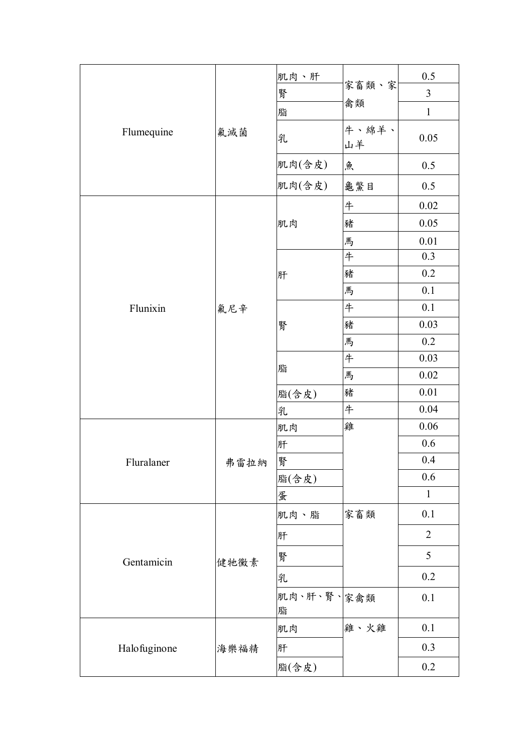| | | | | |
|---|---|---|---|---|
| Flumequine | 氟滅菌 | 肌肉、肝 | 家畜類、家禽類 | 0.5 |
| | | 腎 | | 3 |
| | | 脂 | | 1 |
| | | 乳 | 牛、綿羊、山羊 | 0.05 |
| | | 肌肉(含皮) | 魚 | 0.5 |
| | | 肌肉(含皮) | 龜鱉目 | 0.5 |
| Flunixin | 氟尼辛 | 肌肉 | 牛 | 0.02 |
| | | | 豬 | 0.05 |
| | | | 馬 | 0.01 |
| | | 肝 | 牛 | 0.3 |
| | | | 豬 | 0.2 |
| | | | 馬 | 0.1 |
| | | 腎 | 牛 | 0.1 |
| | | | 豬 | 0.03 |
| | | | 馬 | 0.2 |
| | | 脂 | 牛 | 0.03 |
| | | | 馬 | 0.02 |
| | | 脂(含皮) | 豬 | 0.01 |
| | | 乳 | 牛 | 0.04 |
| Fluralaner | 弗雷拉納 | 肌肉 | 雞 | 0.06 |
| | | 肝 | | 0.6 |
| | | 腎 | | 0.4 |
| | | 脂(含皮) | | 0.6 |
| | | 蛋 | | 1 |
| Gentamicin | 健牠黴素 | 肌肉、脂 | 家畜類 | 0.1 |
| | | 肝 | | 2 |
| | | 腎 | | 5 |
| | | 乳 | | 0.2 |
| | | 肌肉、肝、腎、脂 | 家禽類 | 0.1 |
| Halofuginone | 海樂福精 | 肌肉 | 雞、火雞 | 0.1 |
| | | 肝 | | 0.3 |
| | | 脂(含皮) | | 0.2 |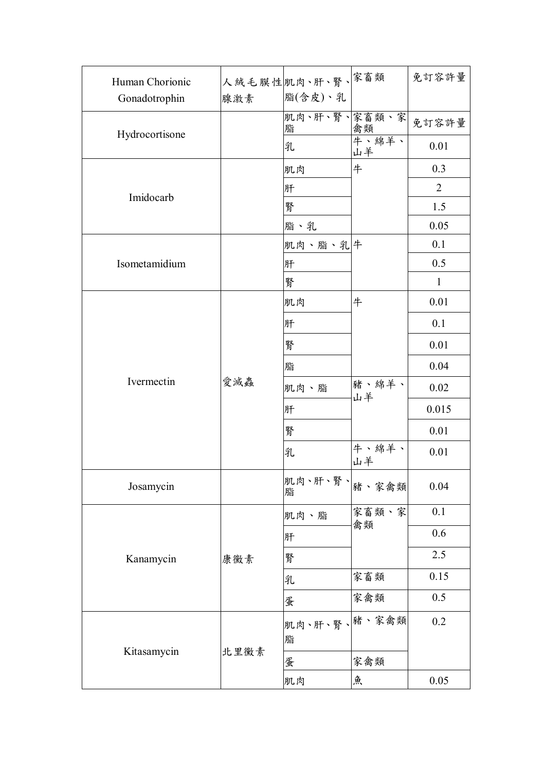| Human Chorionic Gonadotrophin | 人絨毛膜性腺激素 | 肌肉、肝、腎、脂(含皮)、乳 | 家畜類 | 免訂容許量 |
|---|---|---|---|---|
| Hydrocortisone | | 肌肉、肝、腎、脂 | 家畜類、家禽類 | 免訂容許量 |
| | | 乳 | 牛、綿羊、山羊 | 0.01 |
| Imidocarb | | 肌肉 | 牛 | 0.3 |
| | | 肝 | | 2 |
| | | 腎 | | 1.5 |
| | | 脂、乳 | | 0.05 |
| Isometamidium | | 肌肉、脂、乳 | 牛 | 0.1 |
| | | 肝 | | 0.5 |
| | | 腎 | | 1 |
| Ivermectin | 愛滅蟲 | 肌肉 | 牛 | 0.01 |
| | | 肝 | | 0.1 |
| | | 腎 | | 0.01 |
| | | 脂 | | 0.04 |
| | | 肌肉、脂 | 豬、綿羊、山羊 | 0.02 |
| | | 肝 | | 0.015 |
| | | 腎 | | 0.01 |
| | | 乳 | 牛、綿羊、山羊 | 0.01 |
| Josamycin | | 肌肉、肝、腎、脂 | 豬、家禽類 | 0.04 |
| Kanamycin | 康黴素 | 肌肉、脂 | 家畜類、家禽類 | 0.1 |
| | | 肝 | | 0.6 |
| | | 腎 | | 2.5 |
| | | 乳 | 家畜類 | 0.15 |
| | | 蛋 | 家禽類 | 0.5 |
| Kitasamycin | 北里黴素 | 肌肉、肝、腎、脂 | 豬、家禽類 | 0.2 |
| | | 蛋 | 家禽類 | |
| | | 肌肉 | 魚 | 0.05 |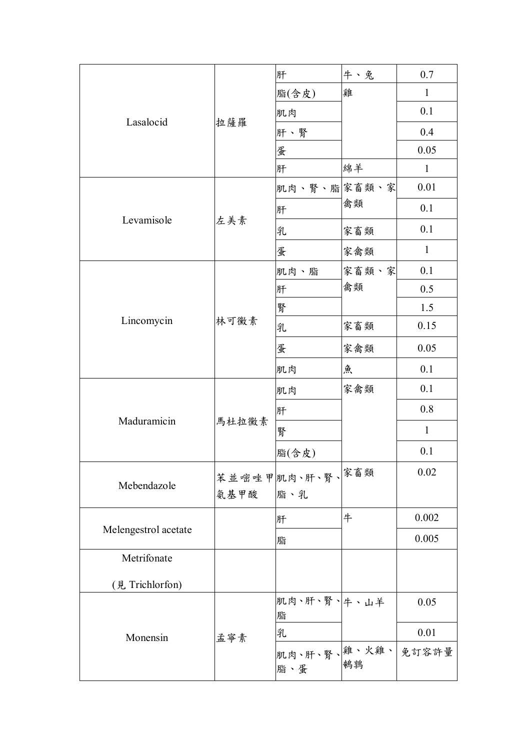| | | 肝 | 牛、兔 | 0.7 |
|---|---|---|---|---|
| Lasalocid | 拉薩羅 | 脂(含皮) | 雞 | 1 |
| | | 肌肉 | | 0.1 |
| | | 肝、腎 | | 0.4 |
| | | 蛋 | | 0.05 |
| | | 肝 | 綿羊 | 1 |
| Levamisole | 左美素 | 肌肉、腎、脂 | 家畜類、家禽類 | 0.01 |
| | | 肝 | | 0.1 |
| | | 乳 | 家畜類 | 0.1 |
| | | 蛋 | 家禽類 | 1 |
| Lincomycin | 林可黴素 | 肌肉、脂 | 家畜類、家禽類 | 0.1 |
| | | 肝 | | 0.5 |
| | | 腎 | | 1.5 |
| | | 乳 | 家畜類 | 0.15 |
| | | 蛋 | 家禽類 | 0.05 |
| | | 肌肉 | 魚 | 0.1 |
| Maduramicin | 馬杜拉黴素 | 肌肉 | 家禽類 | 0.1 |
| | | 肝 | | 0.8 |
| | | 腎 | | 1 |
| | | 脂(含皮) | | 0.1 |
| Mebendazole | 苯並嘧唑甲氨基甲酸 | 肌肉、肝、腎、脂、乳 | 家畜類 | 0.02 |
| Melengestrol acetate | | 肝 | 牛 | 0.002 |
| | | 脂 | | 0.005 |
| Metrifonate (見 Trichlorfon) | | | | |
| Monensin | 孟寧素 | 肌肉、肝、腎、脂 | 牛、山羊 | 0.05 |
| | | 乳 | | 0.01 |
| | | 肌肉、肝、腎、脂、蛋 | 雞、火雞、鵪鶉 | 免訂容許量 |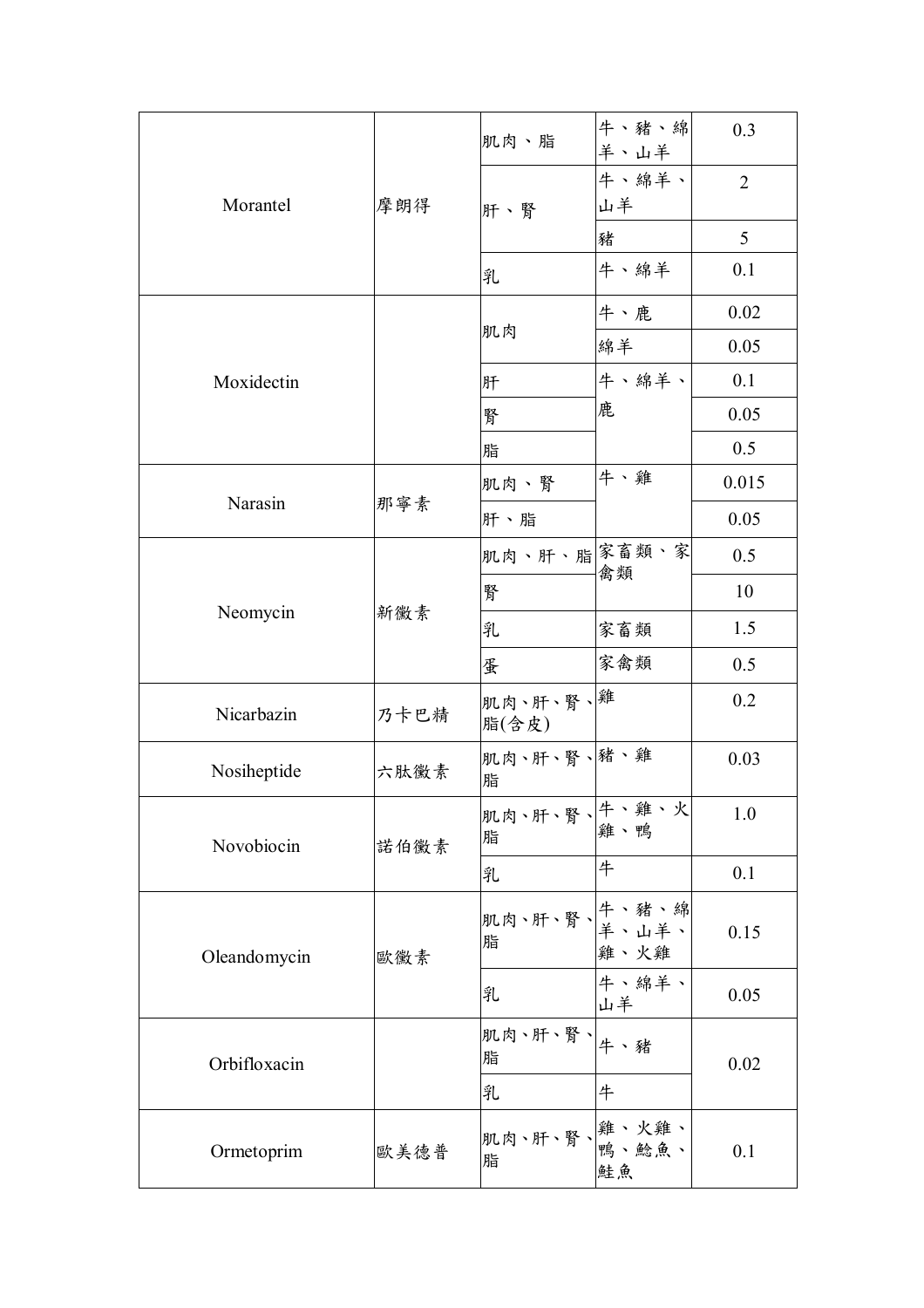| | | | | |
|---|---|---|---|---|
| Morantel | 摩朗得 | 肌肉、脂 | 牛、豬、綿羊、山羊 | 0.3 |
| | | 肝、腎 | 牛、綿羊、山羊 | 2 |
| | | | 豬 | 5 |
| | | 乳 | 牛、綿羊 | 0.1 |
| Moxidectin | | 肌肉 | 牛、鹿 | 0.02 |
| | | | 綿羊 | 0.05 |
| | | 肝 | 牛、綿羊、鹿 | 0.1 |
| | | 腎 | | 0.05 |
| | | 脂 | | 0.5 |
| Narasin | 那寧素 | 肌肉、腎 | 牛、雞 | 0.015 |
| | | 肝、脂 | | 0.05 |
| Neomycin | 新黴素 | 肌肉、肝、脂 | 家畜類、家禽類 | 0.5 |
| | | 腎 | | 10 |
| | | 乳 | 家畜類 | 1.5 |
| | | 蛋 | 家禽類 | 0.5 |
| Nicarbazin | 乃卡巴精 | 肌肉、肝、腎、脂(含皮) | 雞 | 0.2 |
| Nosiheptide | 六肽黴素 | 肌肉、肝、腎、脂 | 豬、雞 | 0.03 |
| Novobiocin | 諾伯黴素 | 肌肉、肝、腎、脂 | 牛、雞、火雞、鴨 | 1.0 |
| | | 乳 | 牛 | 0.1 |
| Oleandomycin | 歐黴素 | 肌肉、肝、腎、脂 | 牛、豬、綿羊、山羊、雞、火雞 | 0.15 |
| | | 乳 | 牛、綿羊、山羊 | 0.05 |
| Orbifloxacin | | 肌肉、肝、腎、脂 | 牛、豬 | 0.02 |
| | | 乳 | 牛 | |
| Ormetoprim | 歐美德普 | 肌肉、肝、腎、脂 | 雞、火雞、鴨、鯰魚、鮭魚 | 0.1 |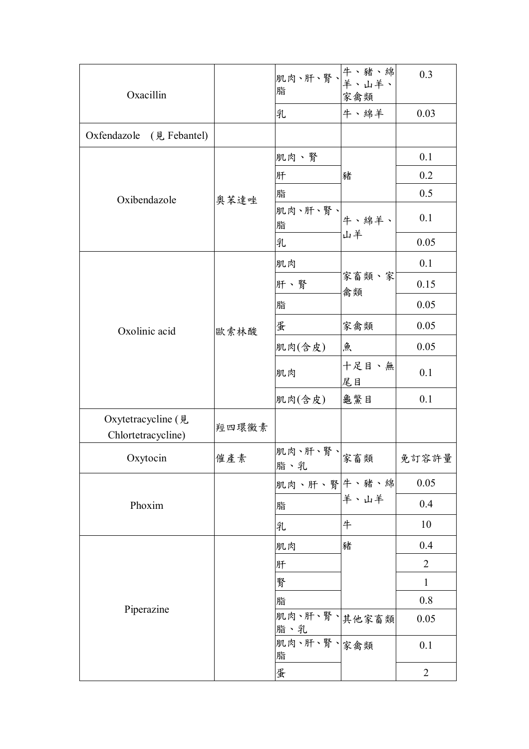| | | | | |
|---|---|---|---|---|
| Oxacillin | | 肌肉、肝、腎、脂 | 牛、豬、綿羊、山羊、家禽類 | 0.3 |
| | | 乳 | 牛、綿羊 | 0.03 |
| Oxfendazole (見 Febantel) | | | | |
| Oxibendazole | 奧苯達唑 | 肌肉、腎 | 豬 | 0.1 |
| | | 肝 | | 0.2 |
| | | 脂 | | 0.5 |
| | | 肌肉、肝、腎、脂 | 牛、綿羊、山羊 | 0.1 |
| | | 乳 | | 0.05 |
| Oxolinic acid | 歐索林酸 | 肌肉 | 家畜類、家禽類 | 0.1 |
| | | 肝、腎 | | 0.15 |
| | | 脂 | | 0.05 |
| | | 蛋 | 家禽類 | 0.05 |
| | | 肌肉(含皮) | 魚 | 0.05 |
| | | 肌肉 | 十足目、無尾目 | 0.1 |
| | | 肌肉(含皮) | 龜鱉目 | 0.1 |
| Oxytetracycline (見 Chlortetracycline) | 羥四環黴素 | | | |
| Oxytocin | 催產素 | 肌肉、肝、腎、脂、乳 | 家畜類 | 免訂容許量 |
| Phoxim | | 肌肉、肝、腎 | 牛、豬、綿羊、山羊 | 0.05 |
| | | 脂 | | 0.4 |
| | | 乳 | 牛 | 10 |
| Piperazine | | 肌肉 | 豬 | 0.4 |
| | | 肝 | | 2 |
| | | 腎 | | 1 |
| | | 脂 | | 0.8 |
| | | 肌肉、肝、腎、脂、乳 | 其他家畜類 | 0.05 |
| | | 肌肉、肝、腎、脂 | 家禽類 | 0.1 |
| | | 蛋 | | 2 |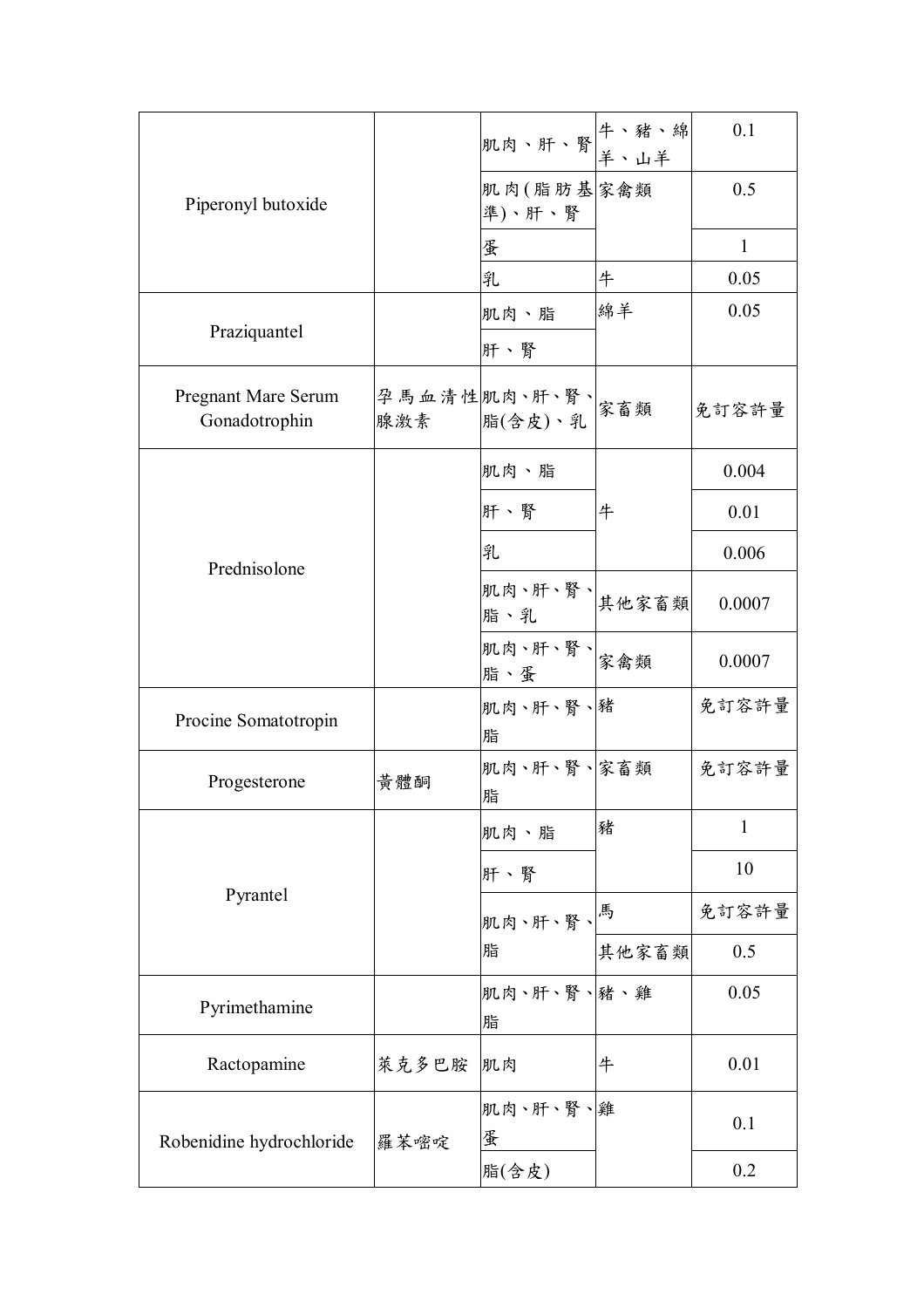| | | | | |
|---|---|---|---|---|
| Piperonyl butoxide | | 肌肉、肝、腎 | 牛、豬、綿羊、山羊 | 0.1 |
| | | 肌肉(脂肪基準)、肝、腎 | 家禽類 | 0.5 |
| | | 蛋 | | 1 |
| | | 乳 | 牛 | 0.05 |
| Praziquantel | | 肌肉、脂 | 綿羊 | 0.05 |
| | | 肝、腎 | | |
| Pregnant Mare Serum Gonadotrophin | 孕馬血清性腺激素 | 肌肉、肝、腎、脂(含皮)、乳 | 家畜類 | 免訂容許量 |
| Prednisolone | | 肌肉、脂 | 牛 | 0.004 |
| | | 肝、腎 | | 0.01 |
| | | 乳 | | 0.006 |
| | | 肌肉、肝、腎、脂、乳 | 其他家畜類 | 0.0007 |
| | | 肌肉、肝、腎、脂、蛋 | 家禽類 | 0.0007 |
| Procine Somatotropin | | 肌肉、肝、腎、脂 | 豬 | 免訂容許量 |
| Progesterone | 黃體酮 | 肌肉、肝、腎、脂 | 家畜類 | 免訂容許量 |
| Pyrantel | | 肌肉、脂 | 豬 | 1 |
| | | 肝、腎 | | 10 |
| | | 肌肉、肝、腎、脂 | 馬 | 免訂容許量 |
| | | | 其他家畜類 | 0.5 |
| Pyrimethamine | | 肌肉、肝、腎、脂 | 豬、雞 | 0.05 |
| Ractopamine | 萊克多巴胺 | 肌肉 | 牛 | 0.01 |
| Robenidine hydrochloride | 羅苯嘧啶 | 肌肉、肝、腎、蛋 | 雞 | 0.1 |
| | | 脂(含皮) | | 0.2 |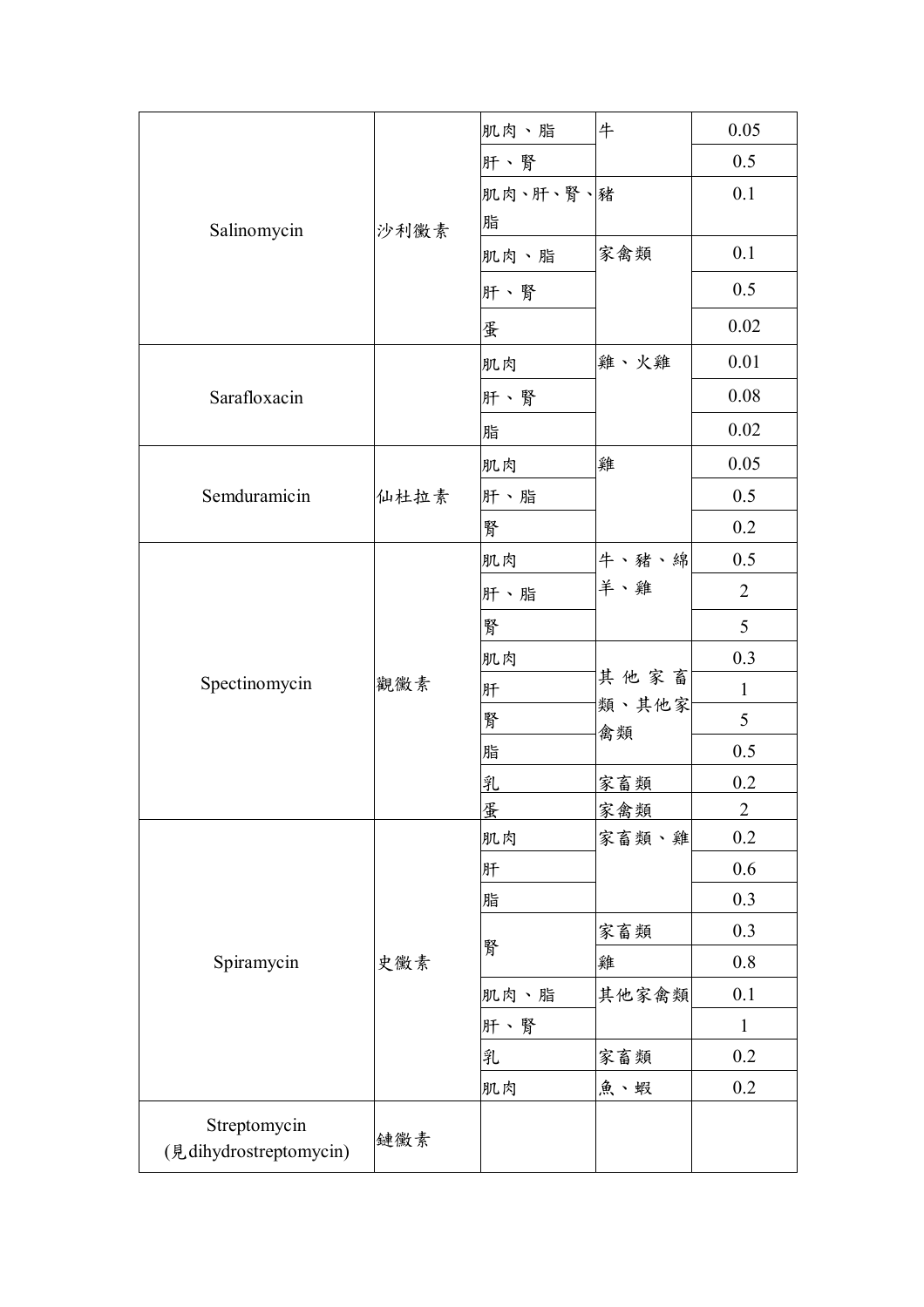| | | | | |
|---|---|---|---|---|
| Salinomycin | 沙利黴素 | 肌肉、脂 | 牛 | 0.05 |
| | | 肝、腎 | | 0.5 |
| | | 肌肉、肝、腎、脂 | 豬 | 0.1 |
| | | 肌肉、脂 | 家禽類 | 0.1 |
| | | 肝、腎 | | 0.5 |
| | | 蛋 | | 0.02 |
| Sarafloxacin | | 肌肉 | 雞、火雞 | 0.01 |
| | | 肝、腎 | | 0.08 |
| | | 脂 | | 0.02 |
| Semduramicin | 仙杜拉素 | 肌肉 | 雞 | 0.05 |
| | | 肝、脂 | | 0.5 |
| | | 腎 | | 0.2 |
| Spectinomycin | 觀黴素 | 肌肉 | 牛、豬、綿羊、雞 | 0.5 |
| | | 肝、脂 | | 2 |
| | | 腎 | | 5 |
| | | 肌肉 | 其他家畜類、其他家禽類 | 0.3 |
| | | 肝 | | 1 |
| | | 腎 | | 5 |
| | | 脂 | | 0.5 |
| | | 乳 | 家畜類 | 0.2 |
| | | 蛋 | 家禽類 | 2 |
| Spiramycin | 史黴素 | 肌肉 | 家畜類、雞 | 0.2 |
| | | 肝 | | 0.6 |
| | | 脂 | | 0.3 |
| | | 腎 | 家畜類 | 0.3 |
| | | | 雞 | 0.8 |
| | | 肌肉、脂 | 其他家禽類 | 0.1 |
| | | 肝、腎 | | 1 |
| | | 乳 | 家畜類 | 0.2 |
| | | 肌肉 | 魚、蝦 | 0.2 |
| Streptomycin (見dihydrostreptomycin) | 鏈黴素 | | | |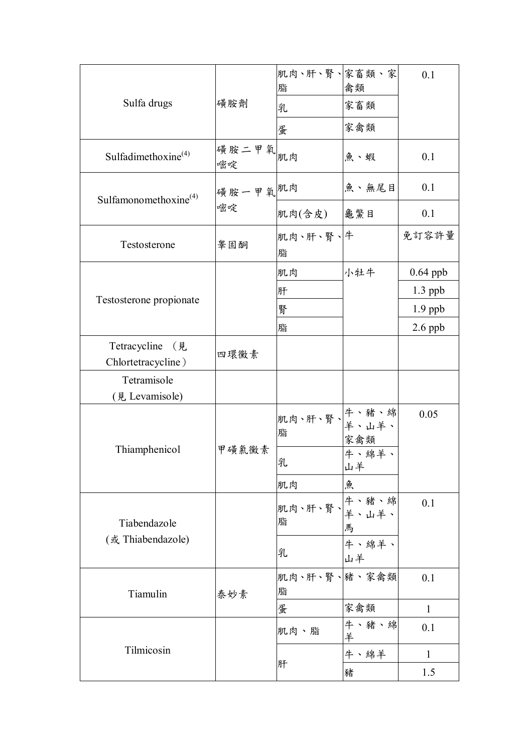| Sulfa drugs | 磺胺劑 | 肌肉、肝、腎、脂 | 家畜類、家禽類 | 0.1 |
|---|---|---|---|---|
| | | 乳 | 家畜類 | |
| | | 蛋 | 家禽類 | |
| Sulfadimethoxine[(4)] | 磺胺二甲氧嘧啶 | 肌肉 | 魚、蝦 | 0.1 |
| Sulfamonomethoxine[(4)] | 磺胺一甲氧嘧啶 | 肌肉 | 魚、無尾目 | 0.1 |
| | | 肌肉(含皮) | 龜鱉目 | 0.1 |
| Testosterone | 睪固酮 | 肌肉、肝、腎、脂 | 牛 | 免訂容許量 |
| Testosterone propionate | | 肌肉 | 小牡牛 | 0.64 ppb |
| | | 肝 | | 1.3 ppb |
| | | 腎 | | 1.9 ppb |
| | | 脂 | | 2.6 ppb |
| Tetracycline （見 Chlortetracycline） | 四環黴素 | | | |
| Tetramisole (見 Levamisole) | | | | |
| Thiamphenicol | 甲磺氯黴素 | 肌肉、肝、腎、脂 | 牛、豬、綿羊、山羊、家禽類 | 0.05 |
| | | 乳 | 牛、綿羊、山羊 | |
| | | 肌肉 | 魚 | |
| Tiabendazole (或 Thiabendazole) | | 肌肉、肝、腎、脂 | 牛、豬、綿羊、山羊、馬 | 0.1 |
| | | 乳 | 牛、綿羊、山羊 | |
| Tiamulin | 泰妙素 | 肌肉、肝、腎、脂 | 豬、家禽類 | 0.1 |
| | | 蛋 | 家禽類 | 1 |
| Tilmicosin | | 肌肉、脂 | 牛、豬、綿羊 | 0.1 |
| | | 肝 | 牛、綿羊 | 1 |
| | | | 豬 | 1.5 |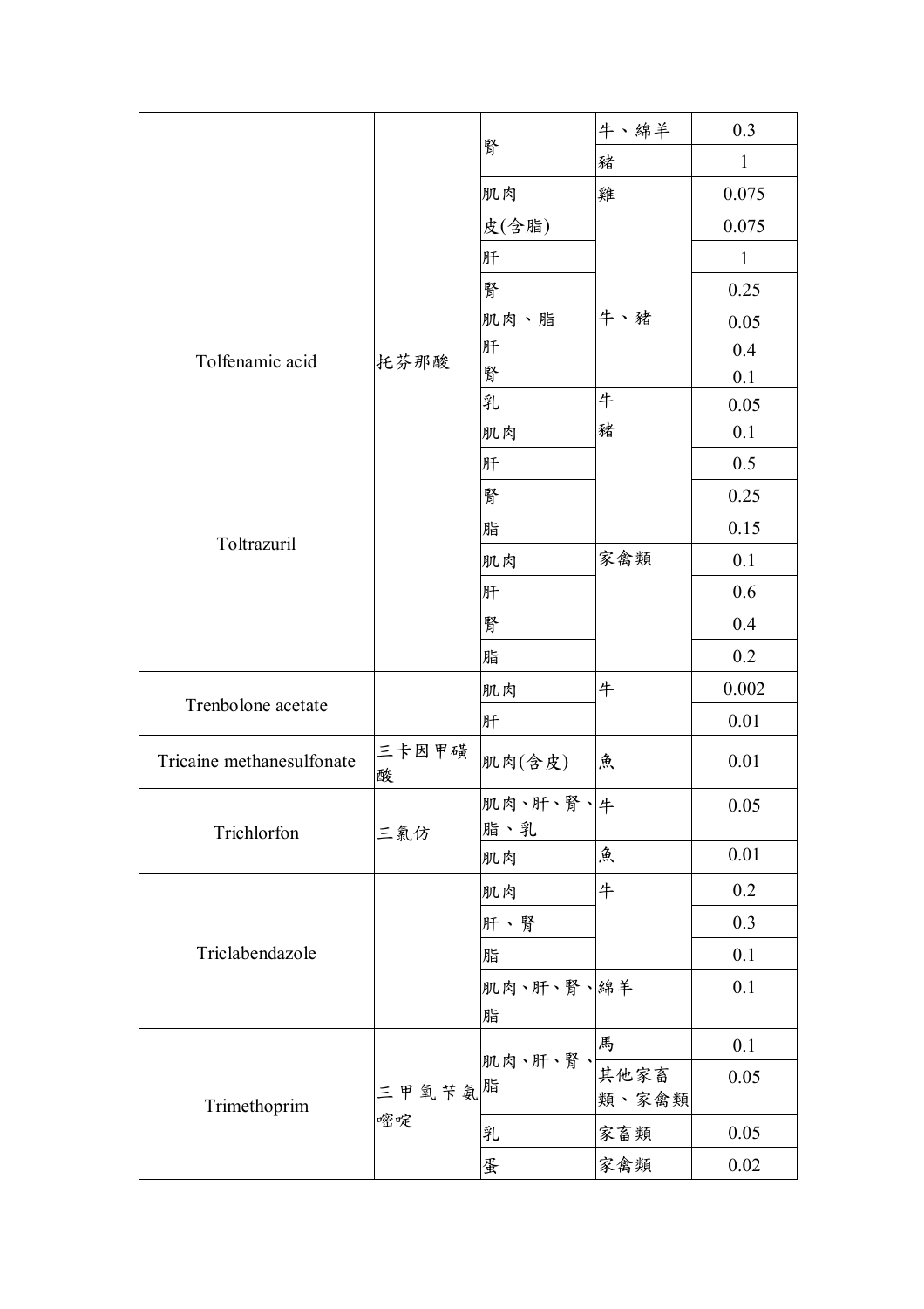| | | | | |
|---|---|---|---|---|
| | | 腎 | 牛、綿羊 | 0.3 |
| | | | 豬 | 1 |
| | | 肌肉 | 雞 | 0.075 |
| | | 皮(含脂) | | 0.075 |
| | | 肝 | | 1 |
| | | 腎 | | 0.25 |
| Tolfenamic acid | 托芬那酸 | 肌肉、脂 | 牛、豬 | 0.05 |
| | | 肝 | | 0.4 |
| | | 腎 | | 0.1 |
| | | 乳 | 牛 | 0.05 |
| Toltrazuril | | 肌肉 | 豬 | 0.1 |
| | | 肝 | | 0.5 |
| | | 腎 | | 0.25 |
| | | 脂 | | 0.15 |
| | | 肌肉 | 家禽類 | 0.1 |
| | | 肝 | | 0.6 |
| | | 腎 | | 0.4 |
| | | 脂 | | 0.2 |
| Trenbolone acetate | | 肌肉 | 牛 | 0.002 |
| | | 肝 | | 0.01 |
| Tricaine methanesulfonate | 三卡因甲磺酸 | 肌肉(含皮) | 魚 | 0.01 |
| Trichlorfon | 三氯仿 | 肌肉、肝、腎、脂、乳 | 牛 | 0.05 |
| | | 肌肉 | 魚 | 0.01 |
| Triclabendazole | | 肌肉 | 牛 | 0.2 |
| | | 肝、腎 | | 0.3 |
| | | 脂 | | 0.1 |
| | | 肌肉、肝、腎、脂 | 綿羊 | 0.1 |
| Trimethoprim | 三甲氧苄氨嘧啶 | 肌肉、肝、腎、脂 | 馬 | 0.1 |
| | | | 其他家畜類、家禽類 | 0.05 |
| | | 乳 | 家畜類 | 0.05 |
| | | 蛋 | 家禽類 | 0.02 |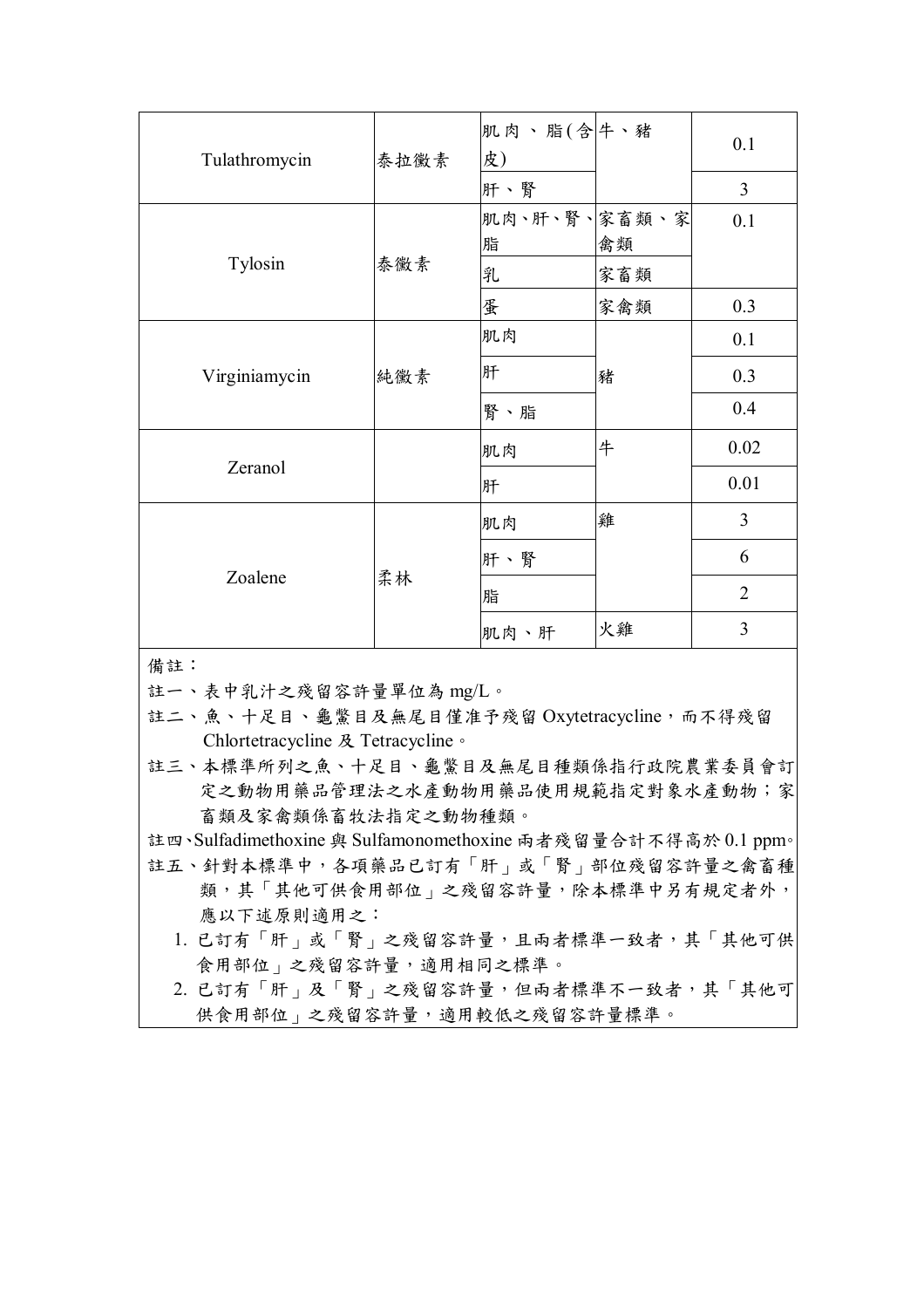| | | | | |
|---|---|---|---|---|
| Tulathromycin | 泰拉黴素 | 肌肉、脂(含皮) | 牛、豬 | 0.1 |
| | | 肝、腎 | | 3 |
| Tylosin | 泰黴素 | 肌肉、肝、腎、脂 | 家畜類、家禽類 | 0.1 |
| | | 乳 | 家畜類 | |
| | | 蛋 | 家禽類 | 0.3 |
| Virginiamycin | 純黴素 | 肌肉 | 豬 | 0.1 |
| | | 肝 | | 0.3 |
| | | 腎、脂 | | 0.4 |
| Zeranol | | 肌肉 | 牛 | 0.02 |
| | | 肝 | | 0.01 |
| Zoalene | 柔林 | 肌肉 | 雞 | 3 |
| | | 肝、腎 | | 6 |
| | | 脂 | | 2 |
| | | 肌肉、肝 | 火雞 | 3 |

備註：

註一、表中乳汁之殘留容許量單位為 mg/L。

註二、魚、十足目、龜鱉目及無尾目僅准予殘留 Oxytetracycline，而不得殘留 Chlortetracycline 及 Tetracycline。

註三、本標準所列之魚、十足目、龜鱉目及無尾目種類係指行政院農業委員會訂定之動物用藥品管理法之水產動物用藥品使用規範指定對象水產動物；家畜類及家禽類係畜牧法指定之動物種類。

註四、Sulfadimethoxine 與 Sulfamonomethoxine 兩者殘留量合計不得高於 0.1 ppm。

註五、針對本標準中，各項藥品已訂有「肝」或「腎」部位殘留容許量之禽畜種類，其「其他可供食用部位」之殘留容許量，除本標準中另有規定者外，應以下述原則適用之：

1. 已訂有「肝」或「腎」之殘留容許量，且兩者標準一致者，其「其他可供食用部位」之殘留容許量，適用相同之標準。
2. 已訂有「肝」及「腎」之殘留容許量，但兩者標準不一致者，其「其他可供食用部位」之殘留容許量，適用較低之殘留容許量標準。